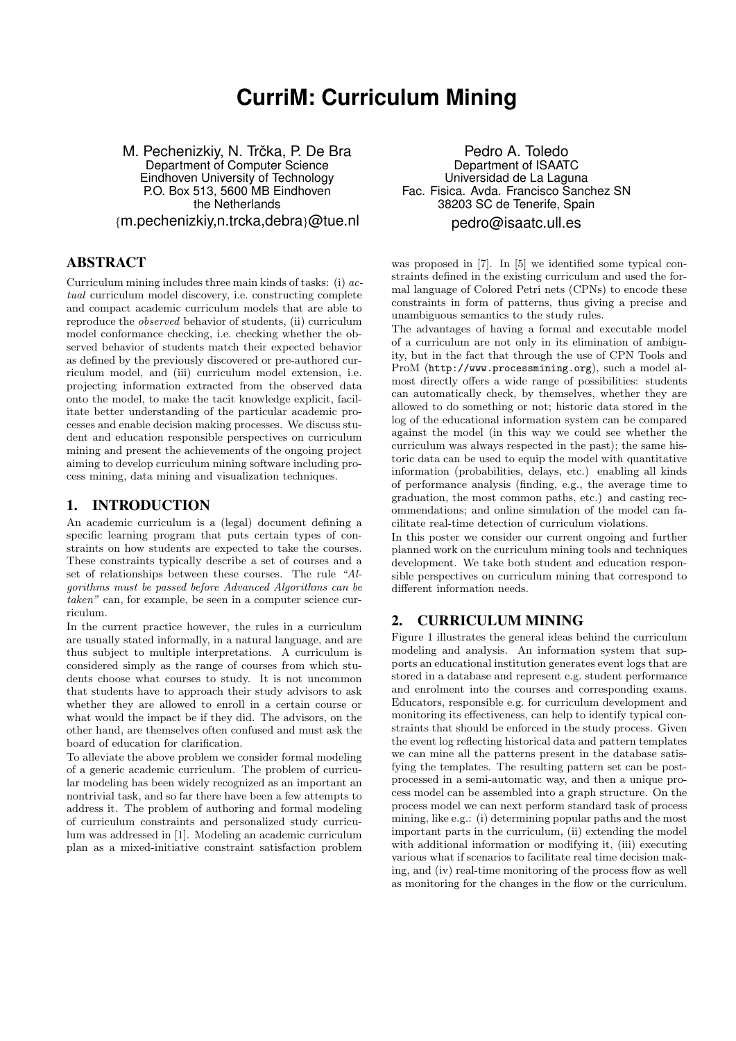# CurriM: Curriculum Mining

M. Pechenizkiy, N. Trčka, P. De Bra
Department of Computer Science
Eindhoven University of Technology
P.O. Box 513, 5600 MB Eindhoven
the Netherlands
{m.pechenizkiy,n.trcka,debra}@tue.nl

Pedro A. Toledo
Department of ISAATC
Universidad de La Laguna
Fac. Fisica. Avda. Francisco Sanchez SN
38203 SC de Tenerife, Spain
pedro@isaatc.ull.es

## ABSTRACT

Curriculum mining includes three main kinds of tasks: (i) *actual* curriculum model discovery, i.e. constructing complete and compact academic curriculum models that are able to reproduce the *observed* behavior of students, (ii) curriculum model conformance checking, i.e. checking whether the observed behavior of students match their expected behavior as defined by the previously discovered or pre-authored curriculum model, and (iii) curriculum model extension, i.e. projecting information extracted from the observed data onto the model, to make the tacit knowledge explicit, facilitate better understanding of the particular academic processes and enable decision making processes. We discuss student and education responsible perspectives on curriculum mining and present the achievements of the ongoing project aiming to develop curriculum mining software including process mining, data mining and visualization techniques.

## 1. INTRODUCTION

An academic curriculum is a (legal) document defining a specific learning program that puts certain types of constraints on how students are expected to take the courses. These constraints typically describe a set of courses and a set of relationships between these courses. The rule *"Algorithms must be passed before Advanced Algorithms can be taken"* can, for example, be seen in a computer science curriculum.

In the current practice however, the rules in a curriculum are usually stated informally, in a natural language, and are thus subject to multiple interpretations. A curriculum is considered simply as the range of courses from which students choose what courses to study. It is not uncommon that students have to approach their study advisors to ask whether they are allowed to enroll in a certain course or what would the impact be if they did. The advisors, on the other hand, are themselves often confused and must ask the board of education for clarification.

To alleviate the above problem we consider formal modeling of a generic academic curriculum. The problem of curricular modeling has been widely recognized as an important an nontrivial task, and so far there have been a few attempts to address it. The problem of authoring and formal modeling of curriculum constraints and personalized study curriculum was addressed in [1]. Modeling an academic curriculum plan as a mixed-initiative constraint satisfaction problem was proposed in [7]. In [5] we identified some typical constraints defined in the existing curriculum and used the formal language of Colored Petri nets (CPNs) to encode these constraints in form of patterns, thus giving a precise and unambiguous semantics to the study rules.

The advantages of having a formal and executable model of a curriculum are not only in its elimination of ambiguity, but in the fact that through the use of CPN Tools and ProM (`http://www.processmining.org`), such a model almost directly offers a wide range of possibilities: students can automatically check, by themselves, whether they are allowed to do something or not; historic data stored in the log of the educational information system can be compared against the model (in this way we could see whether the curriculum was always respected in the past); the same historic data can be used to equip the model with quantitative information (probabilities, delays, etc.) enabling all kinds of performance analysis (finding, e.g., the average time to graduation, the most common paths, etc.) and casting recommendations; and online simulation of the model can facilitate real-time detection of curriculum violations.

In this poster we consider our current ongoing and further planned work on the curriculum mining tools and techniques development. We take both student and education responsible perspectives on curriculum mining that correspond to different information needs.

## 2. CURRICULUM MINING

Figure 1 illustrates the general ideas behind the curriculum modeling and analysis. An information system that supports an educational institution generates event logs that are stored in a database and represent e.g. student performance and enrolment into the courses and corresponding exams. Educators, responsible e.g. for curriculum development and monitoring its effectiveness, can help to identify typical constraints that should be enforced in the study process. Given the event log reflecting historical data and pattern templates we can mine all the patterns present in the database satisfying the templates. The resulting pattern set can be postprocessed in a semi-automatic way, and then a unique process model can be assembled into a graph structure. On the process model we can next perform standard task of process mining, like e.g.: (i) determining popular paths and the most important parts in the curriculum, (ii) extending the model with additional information or modifying it, (iii) executing various what if scenarios to facilitate real time decision making, and (iv) real-time monitoring of the process flow as well as monitoring for the changes in the flow or the curriculum.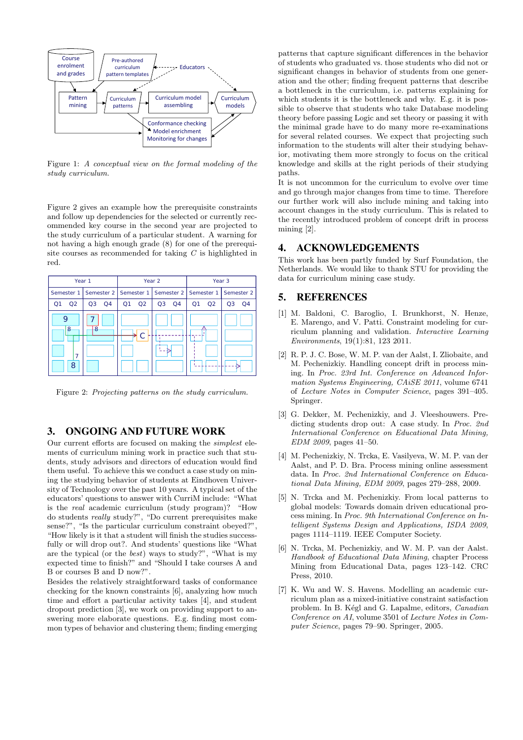Course enrolment and grades

Pre-authored curriculum pattern templates

Educators

Pattern mining

Curriculum patterns

Curriculum model assembling

Curriculum models

Conformance checking
Model enrichment
Monitoring for changes

Figure 1: *A conceptual view on the formal modeling of the study curriculum.*

Figure 2 gives an example how the prerequisite constraints and follow up dependencies for the selected or currently recommended key course in the second year are projected to the study curriculum of a particular student. A warning for not having a high enough grade (8) for one of the prerequisite courses as recommended for taking $C$ is highlighted in red.

Year 1 Year 2 Year 3

Semester 1 Semester 2 Semester 1 Semester 2 Semester 1 Semester 2

Q1 Q2 Q3 Q4 Q1 Q2 Q3 Q4 Q1 Q2 Q3 Q4

9 8 7 8 C 7 8

Figure 2: *Projecting patterns on the study curriculum.*

## 3. ONGOING AND FUTURE WORK

Our current efforts are focused on making the *simplest* elements of curriculum mining work in practice such that students, study advisors and directors of education would find them useful. To achieve this we conduct a case study on mining the studying behavior of students at Eindhoven University of Technology over the past 10 years. A typical set of the educators' questions to answer with CurriM include: "What is the *real* academic curriculum (study program)? "How do students *really* study?", "Do current prerequisites make sense?", "Is the particular curriculum constraint obeyed?", "How likely is it that a student will finish the studies successfully or will drop out?. And students' questions like "What are the typical (or the *best*) ways to study?", "What is my expected time to finish?" and "Should I take courses A and B or courses B and D now?".

Besides the relatively straightforward tasks of conformance checking for the known constraints [6], analyzing how much time and effort a particular activity takes [4], and student dropout prediction [3], we work on providing support to answering more elaborate questions. E.g. finding most common types of behavior and clustering them; finding emerging patterns that capture significant differences in the behavior of students who graduated vs. those students who did not or significant changes in behavior of students from one generation and the other; finding frequent patterns that describe a bottleneck in the curriculum, i.e. patterns explaining for which students it is the bottleneck and why. E.g. it is possible to observe that students who take Database modeling theory before passing Logic and set theory or passing it with the minimal grade have to do many more re-examinations for several related courses. We expect that projecting such information to the students will alter their studying behavior, motivating them more strongly to focus on the critical knowledge and skills at the right periods of their studying paths.

It is not uncommon for the curriculum to evolve over time and go through major changes from time to time. Therefore our further work will also include mining and taking into account changes in the study curriculum. This is related to the recently introduced problem of concept drift in process mining [2].

## 4. ACKNOWLEDGEMENTS

This work has been partly funded by Surf Foundation, the Netherlands. We would like to thank STU for providing the data for curriculum mining case study.

## 5. REFERENCES

[1] M. Baldoni, C. Baroglio, I. Brunkhorst, N. Henze, E. Marengo, and V. Patti. Constraint modeling for curriculum planning and validation. *Interactive Learning Environments*, 19(1):81, 123 2011.

[2] R. P. J. C. Bose, W. M. P. van der Aalst, I. Zliobaite, and M. Pechenizkiy. Handling concept drift in process mining. In *Proc. 23rd Int. Conference on Advanced Information Systems Engineering, CAiSE 2011*, volume 6741 of *Lecture Notes in Computer Science*, pages 391–405. Springer.

[3] G. Dekker, M. Pechenizkiy, and J. Vleeshouwers. Predicting students drop out: A case study. In *Proc. 2nd International Conference on Educational Data Mining, EDM 2009*, pages 41–50.

[4] M. Pechenizkiy, N. Trcka, E. Vasilyeva, W. M. P. van der Aalst, and P. D. Bra. Process mining online assessment data. In *Proc. 2nd International Conference on Educational Data Mining, EDM 2009*, pages 279–288, 2009.

[5] N. Trcka and M. Pechenizkiy. From local patterns to global models: Towards domain driven educational process mining. In *Proc. 9th International Conference on Intelligent Systems Design and Applications, ISDA 2009*, pages 1114–1119. IEEE Computer Society.

[6] N. Trcka, M. Pechenizkiy, and W. M. P. van der Aalst. *Handbook of Educational Data Mining*, chapter Process Mining from Educational Data, pages 123–142. CRC Press, 2010.

[7] K. Wu and W. S. Havens. Modelling an academic curriculum plan as a mixed-initiative constraint satisfaction problem. In B. Kégl and G. Lapalme, editors, *Canadian Conference on AI*, volume 3501 of *Lecture Notes in Computer Science*, pages 79–90. Springer, 2005.